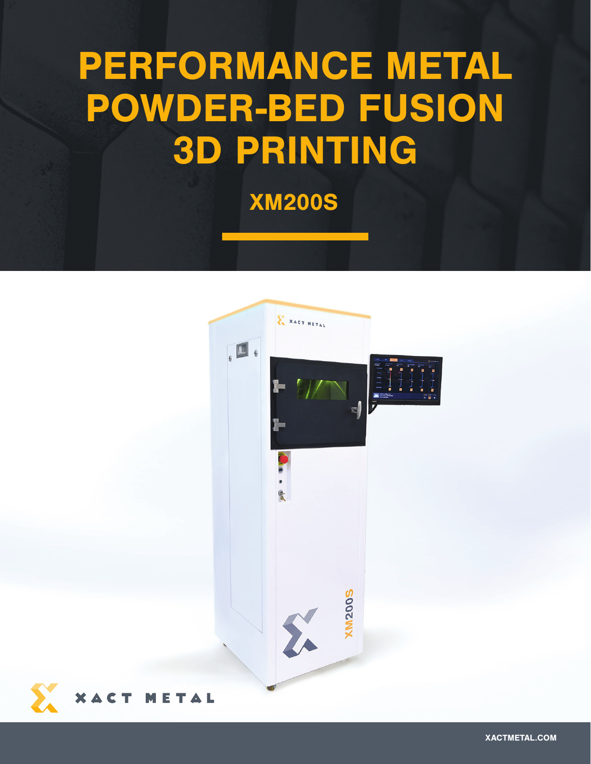# PERFORMANCE METAL POWDER-BED FUSION 3D PRINTING

## XM200S

XACT METAL

XACTMETAL.COM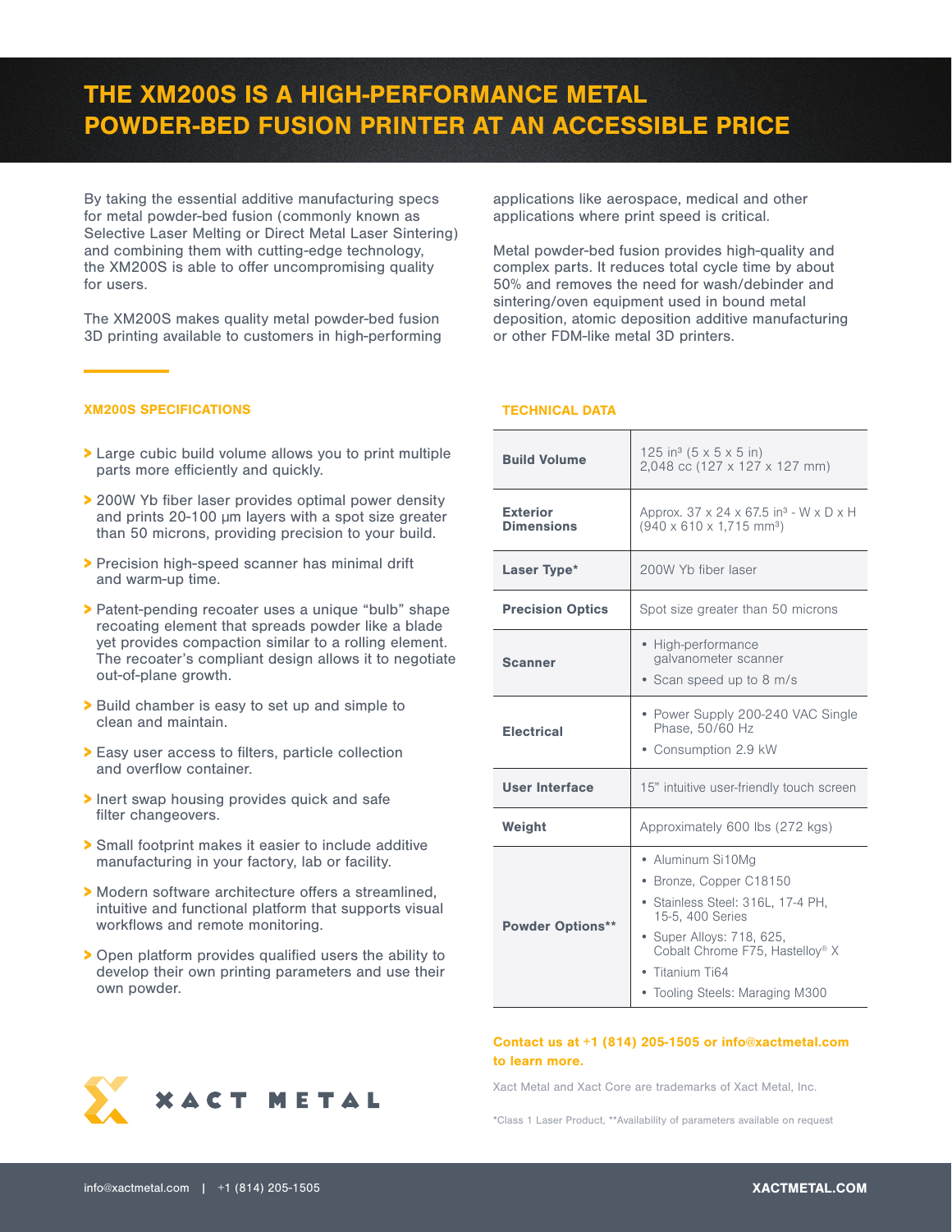# THE XM200S IS A HIGH-PERFORMANCE METAL POWDER-BED FUSION PRINTER AT AN ACCESSIBLE PRICE

By taking the essential additive manufacturing specs for metal powder-bed fusion (commonly known as Selective Laser Melting or Direct Metal Laser Sintering) and combining them with cutting-edge technology, the XM200S is able to offer uncompromising quality for users.

The XM200S makes quality metal powder-bed fusion 3D printing available to customers in high-performing applications like aerospace, medical and other applications where print speed is critical.

Metal powder-bed fusion provides high-quality and complex parts. It reduces total cycle time by about 50% and removes the need for wash/debinder and sintering/oven equipment used in bound metal deposition, atomic deposition additive manufacturing or other FDM-like metal 3D printers.

### XM200S SPECIFICATIONS

- Large cubic build volume allows you to print multiple parts more efficiently and quickly.
- 200W Yb fiber laser provides optimal power density and prints 20-100 µm layers with a spot size greater than 50 microns, providing precision to your build.
- Precision high-speed scanner has minimal drift and warm-up time.
- Patent-pending recoater uses a unique "bulb" shape recoating element that spreads powder like a blade yet provides compaction similar to a rolling element. The recoater's compliant design allows it to negotiate out-of-plane growth.
- Build chamber is easy to set up and simple to clean and maintain.
- Easy user access to filters, particle collection and overflow container.
- Inert swap housing provides quick and safe filter changeovers.
- Small footprint makes it easier to include additive manufacturing in your factory, lab or facility.
- Modern software architecture offers a streamlined, intuitive and functional platform that supports visual workflows and remote monitoring.
- Open platform provides qualified users the ability to develop their own printing parameters and use their own powder.

### TECHNICAL DATA

| | |
|---|---|
| **Build Volume** | 125 in³ (5 x 5 x 5 in)<br>2,048 cc (127 x 127 x 127 mm) |
| **Exterior Dimensions** | Approx. 37 x 24 x 67.5 in³ - W x D x H<br>(940 x 610 x 1,715 mm³) |
| **Laser Type*** | 200W Yb fiber laser |
| **Precision Optics** | Spot size greater than 50 microns |
| **Scanner** | • High-performance galvanometer scanner<br>• Scan speed up to 8 m/s |
| **Electrical** | • Power Supply 200-240 VAC Single Phase, 50/60 Hz<br>• Consumption 2.9 kW |
| **User Interface** | 15" intuitive user-friendly touch screen |
| **Weight** | Approximately 600 lbs (272 kgs) |
| **Powder Options**** | • Aluminum Si10Mg<br>• Bronze, Copper C18150<br>• Stainless Steel: 316L, 17-4 PH, 15-5, 400 Series<br>• Super Alloys: 718, 625, Cobalt Chrome F75, Hastelloy® X<br>• Titanium Ti64<br>• Tooling Steels: Maraging M300 |

**Contact us at +1 (814) 205-1505 or info@xactmetal.com to learn more.**

XACT METAL

Xact Metal and Xact Core are trademarks of Xact Metal, Inc.

*Class 1 Laser Product, **Availability of parameters available on request

info@xactmetal.com | +1 (814) 205-1505

XACTMETAL.COM